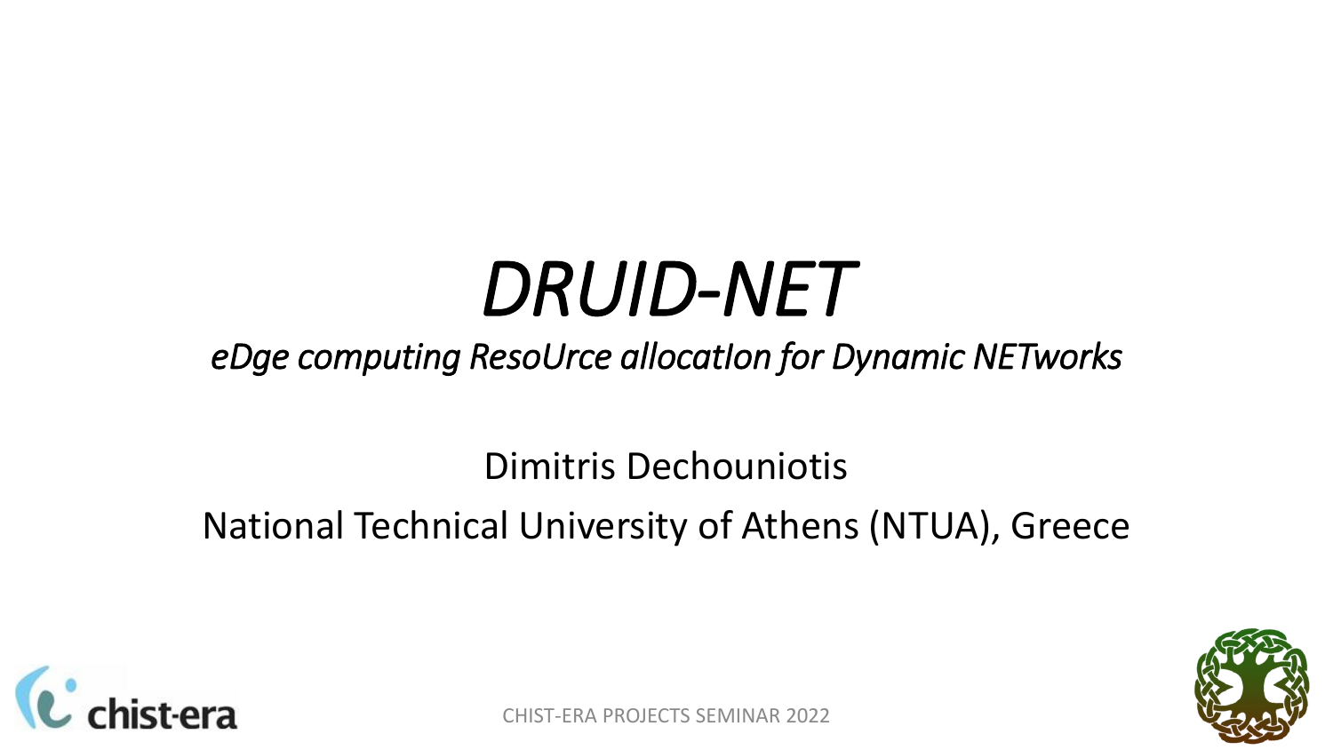# *DRUID-NET*

*eDge computing ResoUrce allocatIon for Dynamic NETworks*

Dimitris Dechouniotis

National Technical University of Athens (NTUA), Greece

chist-era

CHIST-ERA PROJECTS SEMINAR 2022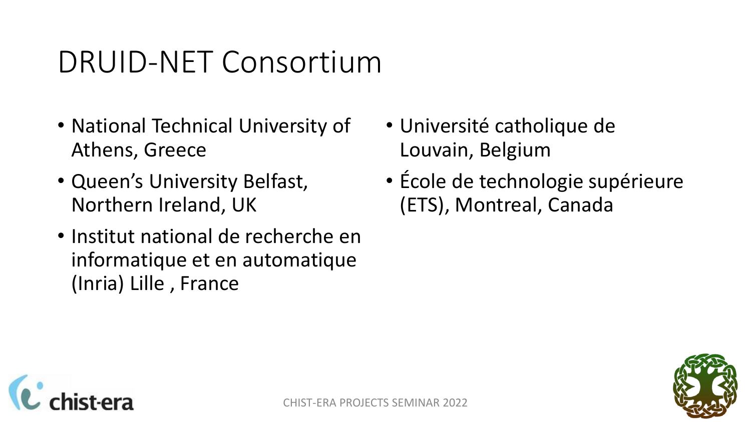# DRUID-NET Consortium

- National Technical University of Athens, Greece
- Queen's University Belfast, Northern Ireland, UK
- Institut national de recherche en informatique et en automatique (Inria) Lille , France
- Université catholique de Louvain, Belgium
- École de technologie supérieure (ETS), Montreal, Canada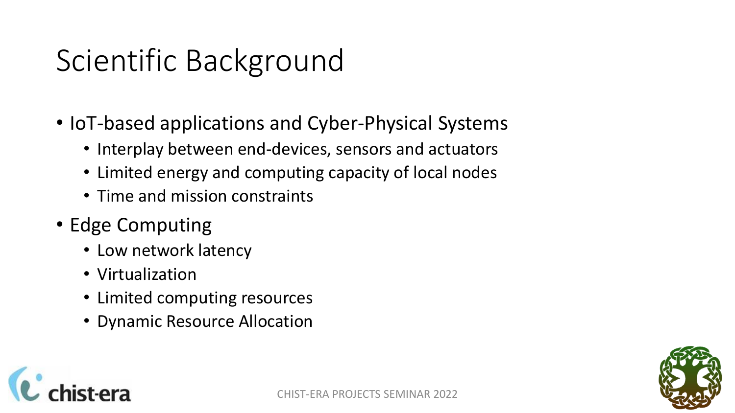# Scientific Background

- IoT-based applications and Cyber-Physical Systems
  - Interplay between end-devices, sensors and actuators
  - Limited energy and computing capacity of local nodes
  - Time and mission constraints
- Edge Computing
  - Low network latency
  - Virtualization
  - Limited computing resources
  - Dynamic Resource Allocation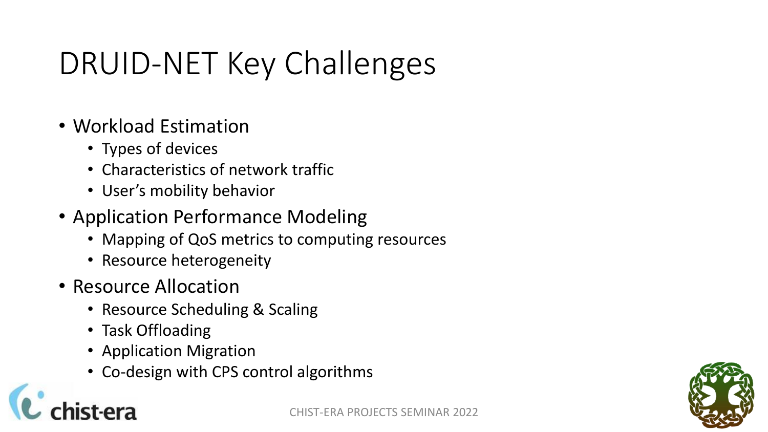# DRUID-NET Key Challenges

- Workload Estimation
  - Types of devices
  - Characteristics of network traffic
  - User's mobility behavior
- Application Performance Modeling
  - Mapping of QoS metrics to computing resources
  - Resource heterogeneity
- Resource Allocation
  - Resource Scheduling & Scaling
  - Task Offloading
  - Application Migration
  - Co-design with CPS control algorithms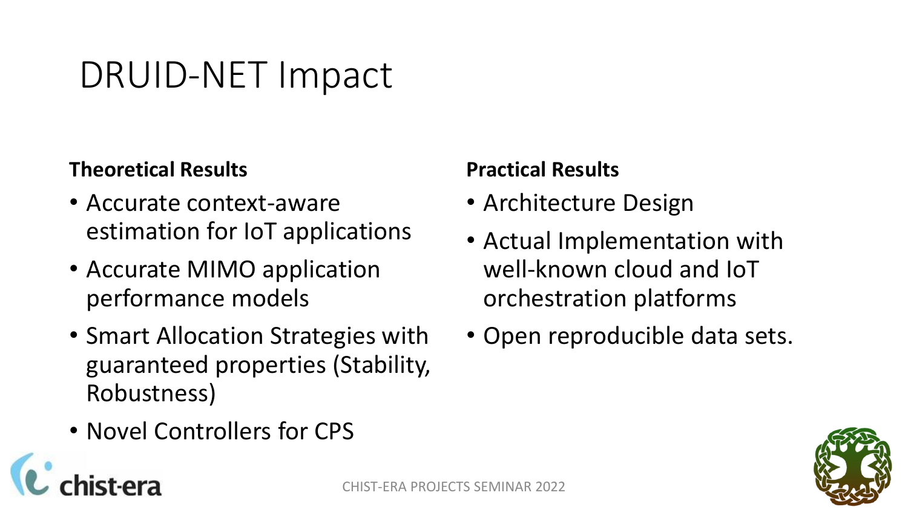# DRUID-NET Impact

**Theoretical Results**

- Accurate context-aware estimation for IoT applications
- Accurate MIMO application performance models
- Smart Allocation Strategies with guaranteed properties (Stability, Robustness)
- Novel Controllers for CPS

**Practical Results**

- Architecture Design
- Actual Implementation with well-known cloud and IoT orchestration platforms
- Open reproducible data sets.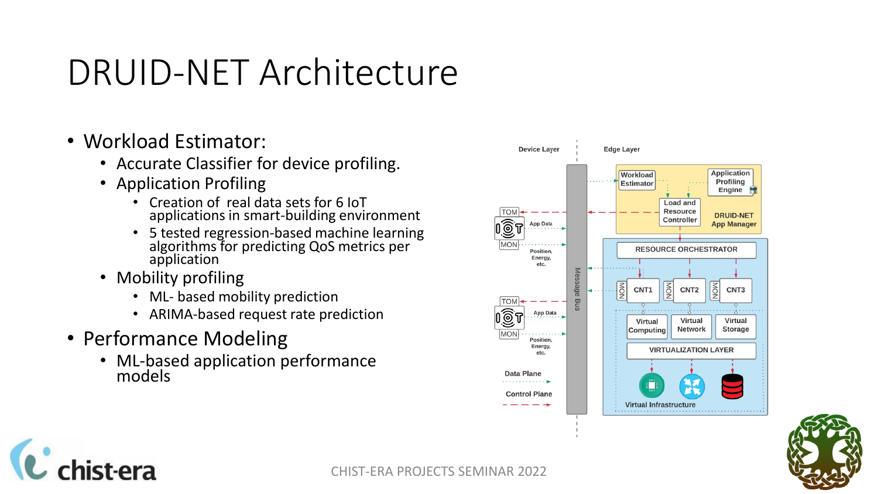# DRUID-NET Architecture

- Workload Estimator:
  - Accurate Classifier for device profiling.
  - Application Profiling
    - Creation of real data sets for 6 IoT applications in smart-building environment
    - 5 tested regression-based machine learning algorithms for predicting QoS metrics per application
  - Mobility profiling
    - ML- based mobility prediction
    - ARIMA-based request rate prediction
- Performance Modeling
  - ML-based application performance models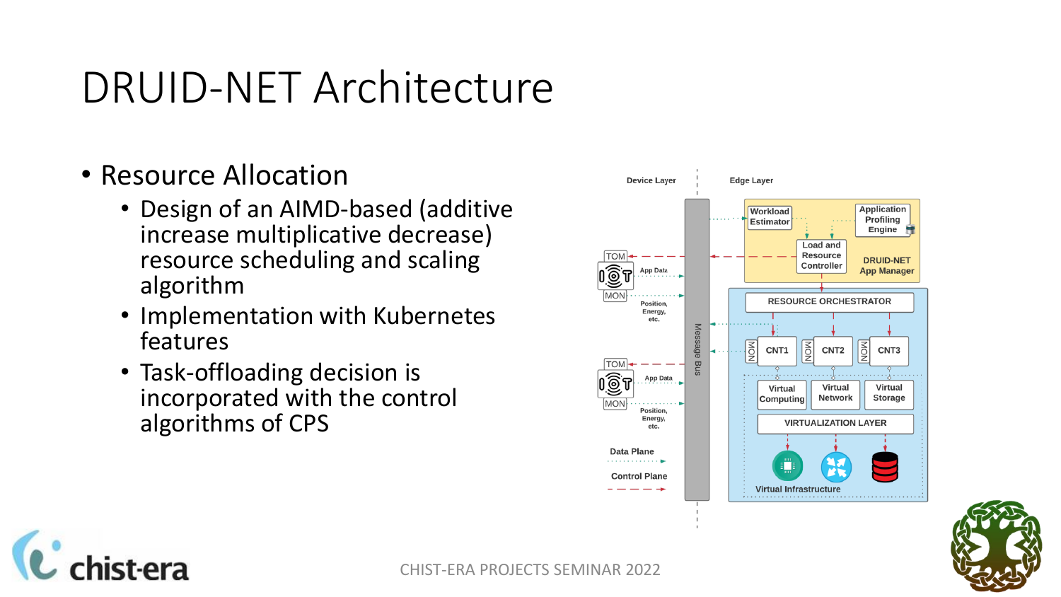# DRUID-NET Architecture

- Resource Allocation
  - Design of an AIMD-based (additive increase multiplicative decrease) resource scheduling and scaling algorithm
  - Implementation with Kubernetes features
  - Task-offloading decision is incorporated with the control algorithms of CPS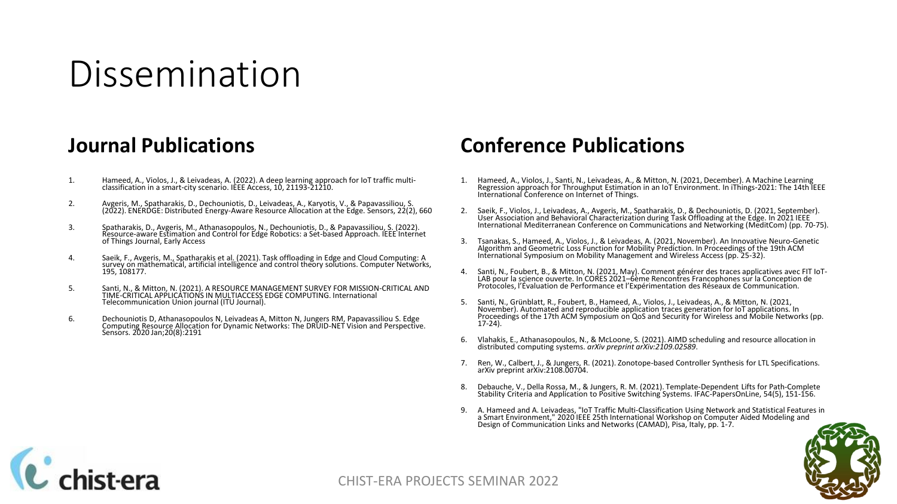# Dissemination

## Journal Publications

1. Hameed, A., Violos, J., & Leivadeas, A. (2022). A deep learning approach for IoT traffic multi-classification in a smart-city scenario. IEEE Access, 10, 21193-21210.
2. Avgeris, M., Spatharakis, D., Dechouniotis, D., Leivadeas, A., Karyotis, V., & Papavassiliou, S. (2022). ENERDGE: Distributed Energy-Aware Resource Allocation at the Edge. Sensors, 22(2), 660
3. Spatharakis, D., Avgeris, M., Athanasopoulos, N., Dechouniotis, D., & Papavassiliou, S. (2022). Resource-aware Estimation and Control for Edge Robotics: a Set-based Approach. IEEE Internet of Things Journal, Early Access
4. Saeik, F., Avgeris, M., Spatharakis et al. (2021). Task offloading in Edge and Cloud Computing: A survey on mathematical, artificial intelligence and control theory solutions. Computer Networks, 195, 108177.
5. Santi, N., & Mitton, N. (2021). A RESOURCE MANAGEMENT SURVEY FOR MISSION-CRITICAL AND TIME-CRITICAL APPLICATIONS IN MULTIACCESS EDGE COMPUTING. International Telecommunication Union journal (ITU Journal).
6. Dechouniotis D, Athanasopoulos N, Leivadeas A, Mitton N, Jungers RM, Papavassiliou S. Edge Computing Resource Allocation for Dynamic Networks: The DRUID-NET Vision and Perspective. Sensors. 2020 Jan;20(8):2191

## Conference Publications

1. Hameed, A., Violos, J., Santi, N., Leivadeas, A., & Mitton, N. (2021, December). A Machine Learning Regression approach for Throughput Estimation in an IoT Environment. In iThings-2021: The 14th IEEE International Conference on Internet of Things.
2. Saeik, F., Violos, J., Leivadeas, A., Avgeris, M., Spatharakis, D., & Dechouniotis, D. (2021, September). User Association and Behavioral Characterization during Task Offloading at the Edge. In 2021 IEEE International Mediterranean Conference on Communications and Networking (MeditCom) (pp. 70-75).
3. Tsanakas, S., Hameed, A., Violos, J., & Leivadeas, A. (2021, November). An Innovative Neuro-Genetic Algorithm and Geometric Loss Function for Mobility Prediction. In Proceedings of the 19th ACM International Symposium on Mobility Management and Wireless Access (pp. 25-32).
4. Santi, N., Foubert, B., & Mitton, N. (2021, May). Comment générer des traces applicatives avec FIT IoT-LAB pour la science ouverte. In CORES 2021–6ème Rencontres Francophones sur la Conception de Protocoles, l'Évaluation de Performance et l'Expérimentation des Réseaux de Communication.
5. Santi, N., Grünblatt, R., Foubert, B., Hameed, A., Violos, J., Leivadeas, A., & Mitton, N. (2021, November). Automated and reproducible application traces generation for IoT applications. In Proceedings of the 17th ACM Symposium on QoS and Security for Wireless and Mobile Networks (pp. 17-24).
6. Vlahakis, E., Athanasopoulos, N., & McLoone, S. (2021). AIMD scheduling and resource allocation in distributed computing systems. *arXiv preprint arXiv:2109.02589*.
7. Ren, W., Calbert, J., & Jungers, R. (2021). Zonotope-based Controller Synthesis for LTL Specifications. arXiv preprint arXiv:2108.00704.
8. Debauche, V., Della Rossa, M., & Jungers, R. M. (2021). Template-Dependent Lifts for Path-Complete Stability Criteria and Application to Positive Switching Systems. IFAC-PapersOnLine, 54(5), 151-156.
9. A. Hameed and A. Leivadeas, "IoT Traffic Multi-Classification Using Network and Statistical Features in a Smart Environment," 2020 IEEE 25th International Workshop on Computer Aided Modeling and Design of Communication Links and Networks (CAMAD), Pisa, Italy, pp. 1-7.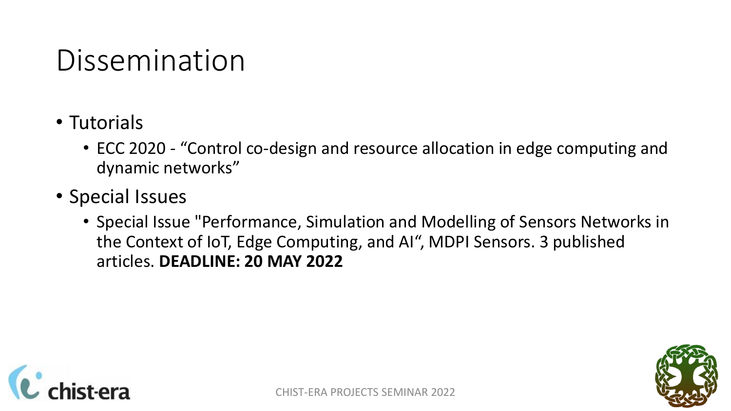# Dissemination

- Tutorials
  - ECC 2020 - "Control co-design and resource allocation in edge computing and dynamic networks"
- Special Issues
  - Special Issue "Performance, Simulation and Modelling of Sensors Networks in the Context of IoT, Edge Computing, and AI", MDPI Sensors. 3 published articles. **DEADLINE: 20 MAY 2022**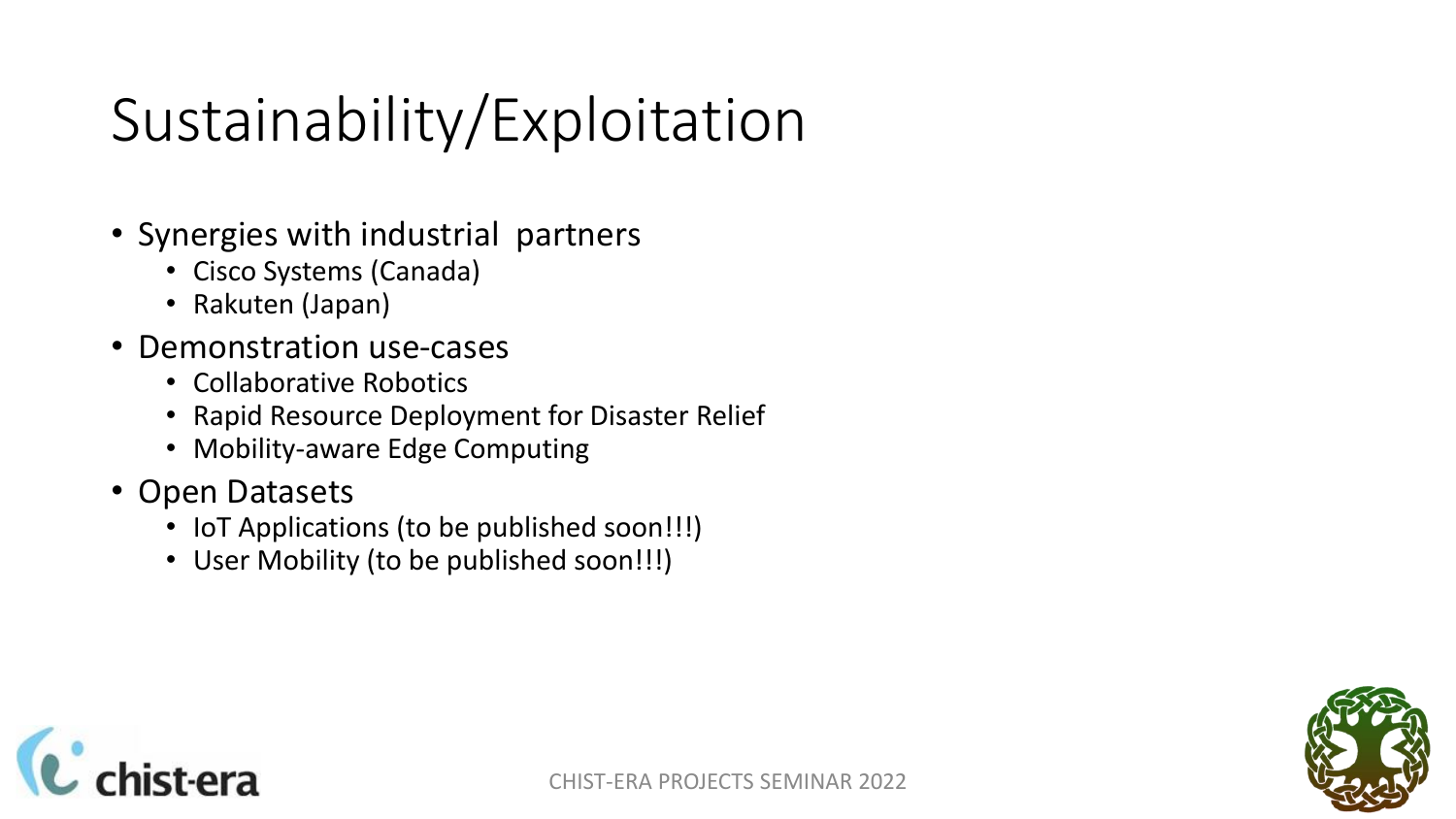# Sustainability/Exploitation

- Synergies with industrial partners
  - Cisco Systems (Canada)
  - Rakuten (Japan)
- Demonstration use-cases
  - Collaborative Robotics
  - Rapid Resource Deployment for Disaster Relief
  - Mobility-aware Edge Computing
- Open Datasets
  - IoT Applications (to be published soon!!!)
  - User Mobility (to be published soon!!!)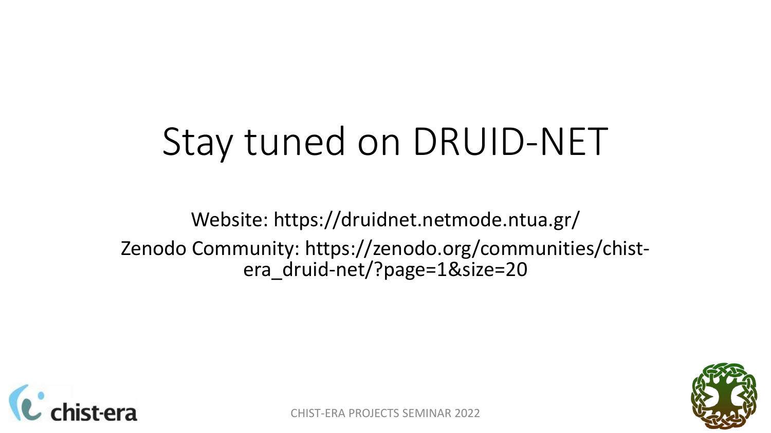# Stay tuned on DRUID-NET

Website: https://druidnet.netmode.ntua.gr/

Zenodo Community: https://zenodo.org/communities/chist-era_druid-net/?page=1&size=20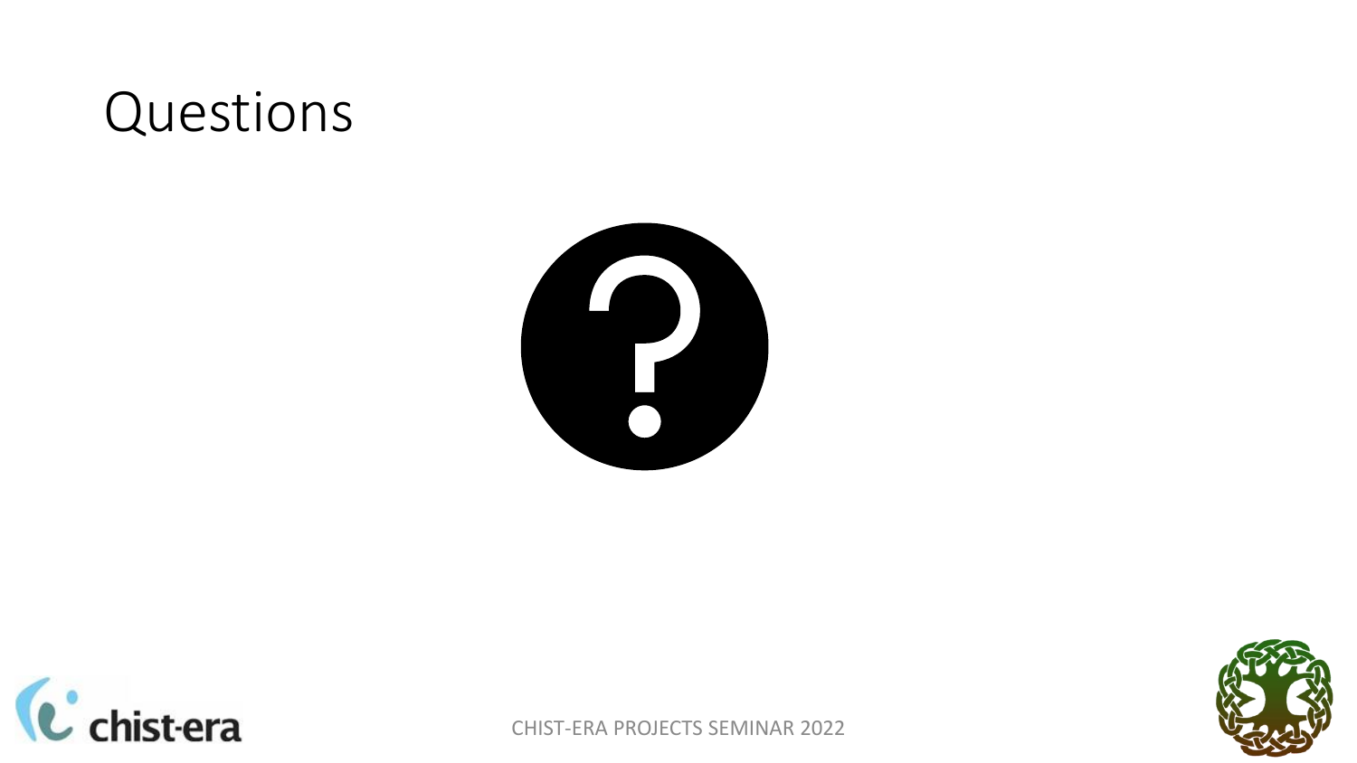# Questions